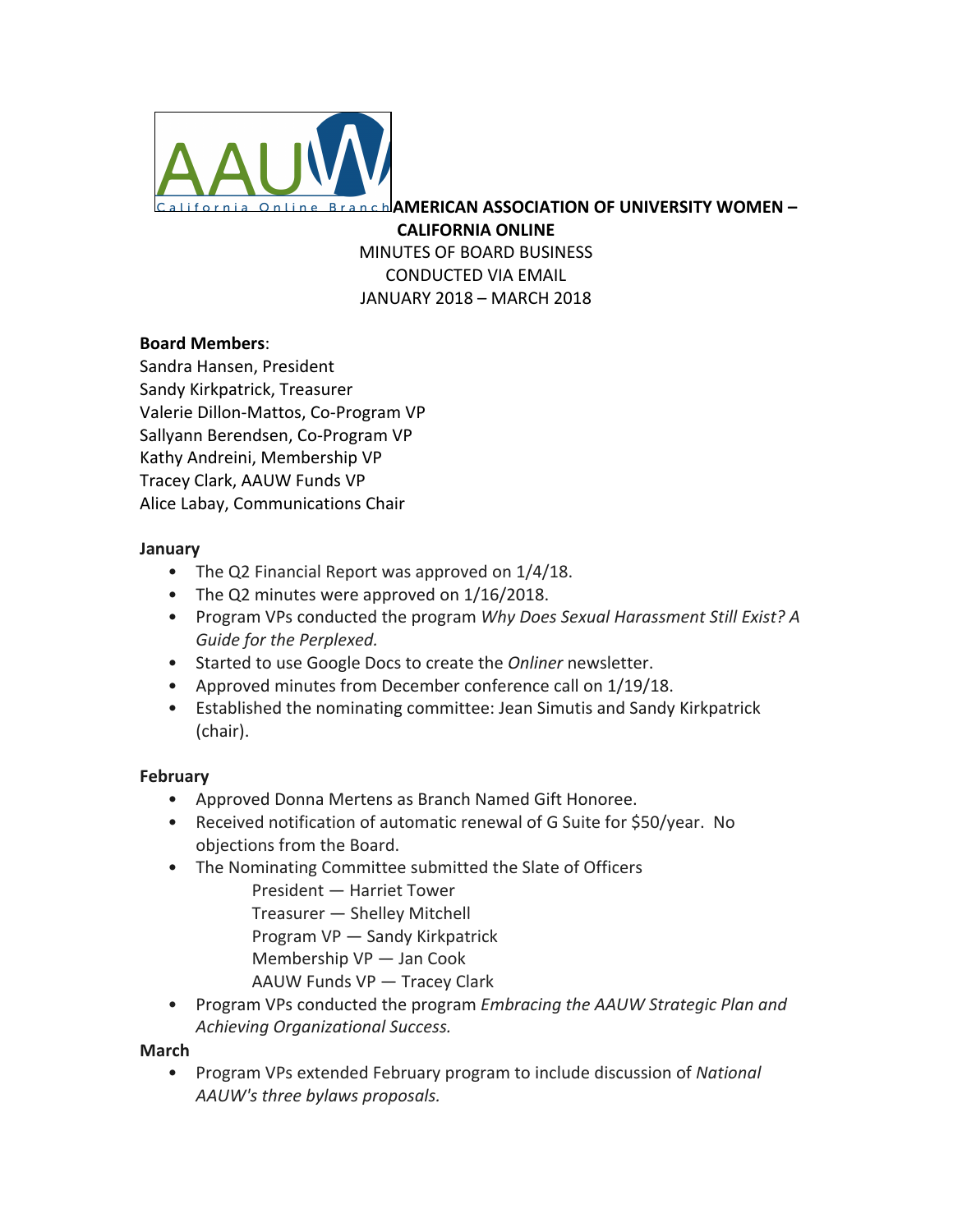California Online Branch

**AMERICAN ASSOCIATION OF UNIVERSITY WOMEN – CALIFORNIA ONLINE**

MINUTES OF BOARD BUSINESS
CONDUCTED VIA EMAIL
JANUARY 2018 – MARCH 2018

**Board Members**:
Sandra Hansen, President
Sandy Kirkpatrick, Treasurer
Valerie Dillon-Mattos, Co-Program VP
Sallyann Berendsen, Co-Program VP
Kathy Andreini, Membership VP
Tracey Clark, AAUW Funds VP
Alice Labay, Communications Chair

**January**

- The Q2 Financial Report was approved on 1/4/18.
- The Q2 minutes were approved on 1/16/2018.
- Program VPs conducted the program *Why Does Sexual Harassment Still Exist? A Guide for the Perplexed.*
- Started to use Google Docs to create the *Onliner* newsletter.
- Approved minutes from December conference call on 1/19/18.
- Established the nominating committee: Jean Simutis and Sandy Kirkpatrick (chair).

**February**

- Approved Donna Mertens as Branch Named Gift Honoree.
- Received notification of automatic renewal of G Suite for $50/year. No objections from the Board.
- The Nominating Committee submitted the Slate of Officers
  - President — Harriet Tower
  - Treasurer — Shelley Mitchell
  - Program VP — Sandy Kirkpatrick
  - Membership VP — Jan Cook
  - AAUW Funds VP — Tracey Clark
- Program VPs conducted the program *Embracing the AAUW Strategic Plan and Achieving Organizational Success.*

**March**

- Program VPs extended February program to include discussion of *National AAUW's three bylaws proposals.*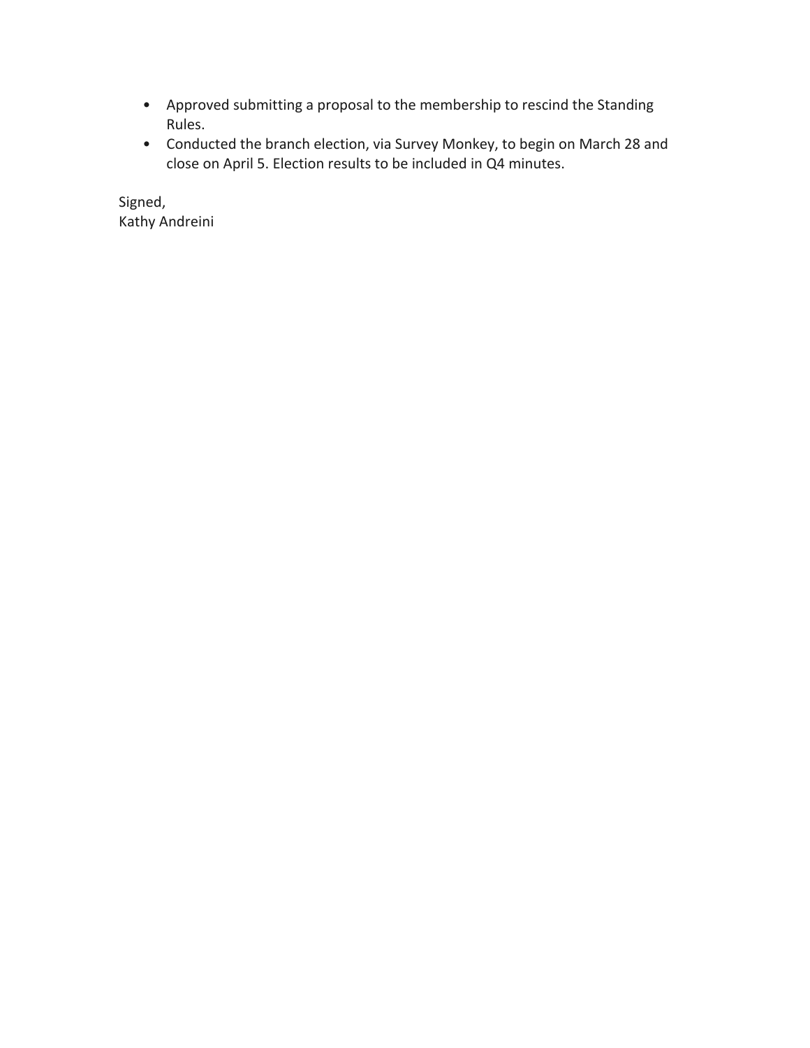- Approved submitting a proposal to the membership to rescind the Standing Rules.
- Conducted the branch election, via Survey Monkey, to begin on March 28 and close on April 5. Election results to be included in Q4 minutes.

Signed,
Kathy Andreini